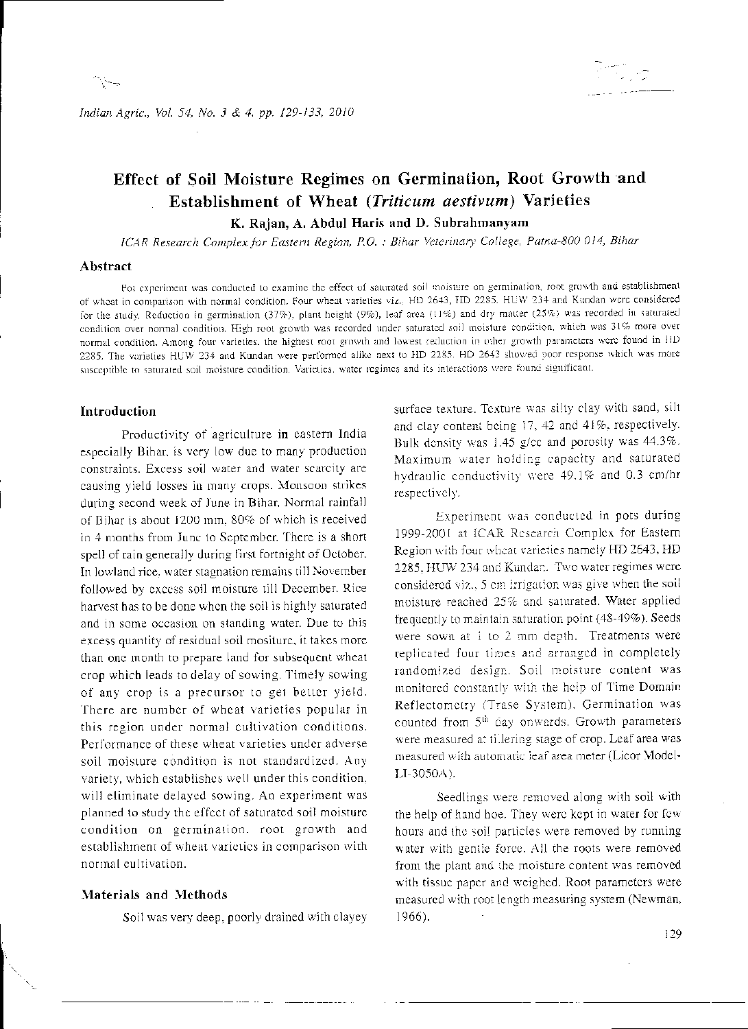# Effect of Soil Moisture Regimes on Germination, Root Growth and Establishment of Wheat (*Triticum aestivum*) Varieties

**K. Rajan, A. Abdul Haris and D. Subrahmanyam**

*ICAR Research Complex for Eastern Region, P.O. : Bihar Veterinary College, Patna-800 014, Bihar*

## Abstract

Pot experiment was conducted to examine the effect of saturated soil moisture on germination, root growth and establishment of wheat in comparison with normal condition. Four wheat varieties viz., HD 2643, HD 2285, HUW 234 and Kundan were considered for the study. Reduction in germination (37%), plant height (9%), leaf area (11%) and dry matter (25%) was recorded in saturated condition over normal condition. High root growth was recorded under saturated soil moisture condition, which was 31% more over normal condition. Among four varieties, the highest root growth and lowest reduction in other growth parameters were found in HD 2285. The varieties HUW 234 and Kundan were performed alike next to HD 2285. HD 2643 showed poor response which was more susceptible to saturated soil moisture condition. Varieties, water regimes and its interactions were found significant.

## Introduction

Productivity of agriculture in eastern India especially Bihar, is very low due to many production constraints. Excess soil water and water scarcity are causing yield losses in many crops. Monsoon strikes during second week of June in Bihar. Normal rainfall of Bihar is about 1200 mm, 80% of which is received in 4 months from June to September. There is a short spell of rain generally during first fortnight of October. In lowland rice, water stagnation remains till November followed by excess soil moisture till December. Rice harvest has to be done when the soil is highly saturated and in some occasion on standing water. Due to this excess quantity of residual soil mositure, it takes more than one month to prepare land for subsequent wheat crop which leads to delay of sowing. Timely sowing of any crop is a precursor to get better yield. There are number of wheat varieties popular in this region under normal cultivation conditions. Performance of these wheat varieties under adverse soil moisture condition is not standardized. Any variety, which establishes well under this condition, will eliminate delayed sowing. An experiment was planned to study the effect of saturated soil moisture condition on germination, root growth and establishment of wheat varieties in comparison with normal cultivation.

## Materials and Methods

Soil was very deep, poorly drained with clayey surface texture. Texture was silty clay with sand, silt and clay content being 17, 42 and 41%, respectively. Bulk density was 1.45 g/cc and porosity was 44.3%. Maximum water holding capacity and saturated hydraulic conductivity were 49.1% and 0.3 cm/hr respectively.

Experiment was conducted in pots during 1999-2001 at ICAR Research Complex for Eastern Region with four wheat varieties namely HD 2643, HD 2285, HUW 234 and Kundan. Two water regimes were considered viz., 5 cm irrigation was give when the soil moisture reached 25% and saturated. Water applied frequently to maintain saturation point (48-49%). Seeds were sown at 1 to 2 mm depth. Treatments were replicated four times and arranged in completely randomized design. Soil moisture content was monitored constantly with the help of Time Domain Reflectometry (Trase System). Germination was counted from 5[th] day onwards. Growth parameters were measured at tillering stage of crop. Leaf area was measured with automatic leaf area meter (Licor Model-LI-3050A).

Seedlings were removed along with soil with the help of hand hoe. They were kept in water for few hours and the soil particles were removed by running water with gentle force. All the roots were removed from the plant and the moisture content was removed with tissue paper and weighed. Root parameters were measured with root length measuring system (Newman, 1966).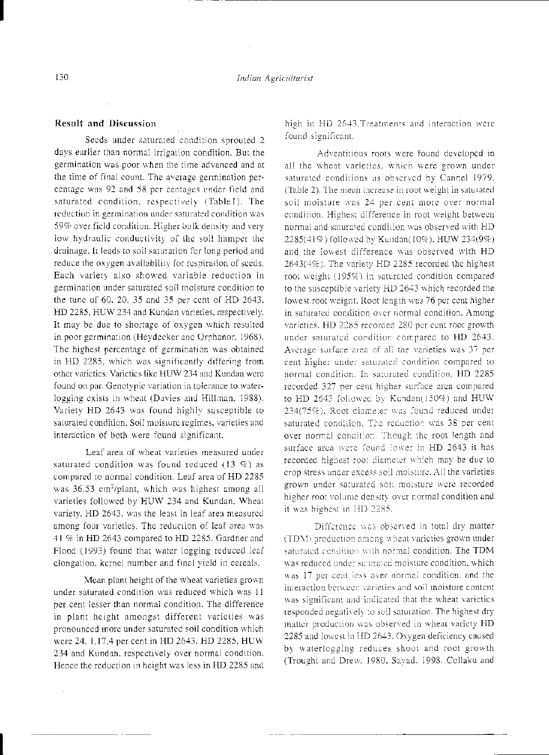## Result and Discussion

Seeds under saturated condition sprouted 2 days earlier than normal irrigation condition. But the germination was poor when the time advanced and at the time of final count. The average germination percentage was 92 and 58 per centages under field and saturated condition, respectively (Table1). The reduction in germination under saturated condition was 59% over field condition. Higher bulk density and very low hydraulic conductivity of the soil hamper the drainage. It leads to soil saturation for long period and reduce the oxygen availability for respiration of seeds. Each variety also showed variable reduction in germination under saturated soil moisture condition to the tune of 60, 20, 35 and 35 per cent of HD 2643, HD 2285, HUW 234 and Kundan varieties, respectively. It may be due to shortage of oxygen which resulted in poor germination (Heydecker and Orphanor, 1968). The highest percentage of germination was obtained in HD 2285, which was significantly differing from other varieties. Varieties like HUW 234 and Kundan were found on par. Genotypic variation in tolerance to water-logging exists in wheat (Davies and Hillman, 1988). Variety HD 2643 was found highly susceptible to saturated condition. Soil moisture regimes, varieties and interaction of both were found significant.

Leaf area of wheat varieties measured under saturated condition was found reduced (13 %) as compared to normal condition. Leaf area of HD 2285 was 36.53 cm$^2$/plant, which was highest among all varieties followed by HUW 234 and Kundan. Wheat variety, HD 2643, was the least in leaf area measured among four varieties. The reduction of leaf area was 41 % in HD 2643 compared to HD 2285. Gardner and Flood (1993) found that water logging reduced leaf elongation, kernel number and final yield in cereals.

Mean plant height of the wheat varieties grown under saturated condition was reduced which was 11 per cent lesser than normal condition. The difference in plant height amongst different varieties was pronounced more under saturated soil condition which were 24, 1,17,4 per cent in HD 2643, HD 2285, HUW 234 and Kundan, respectively over normal condition. Hence the reduction in height was less in HD 2285 and high in HD 2643.Treatments and interaction were found significant.

Adventitious roots were found developed in all the wheat varieties, which were grown under saturated conditions as observed by Cannel 1979. (Table 2). The mean increase in root weight in saturated soil moisture was 24 per cent more over normal condition. Highest difference in root weight between normal and saturated condition was observed with HD 2285(41%) followed by Kundan(10%), HUW 234(9%) and the lowest difference was observed with HD 2643(4%). The variety HD 2285 recorded the highest root weight (195%) in saturated condition compared to the susceptible variety HD 2643 which recorded the lowest root weight. Root length was 76 per cent higher in saturated condition over normal condition. Among varieties, HD 2285 recorded 280 per cent root growth under saturated condition compared to HD 2643. Average surface area of all the varieties was 37 per cent higher under saturated condition compared to normal condition. In saturated condition, HD 2285 recorded 327 per cent higher surface area compared to HD 2643 followed by Kundan(150%) and HUW 234(75%). Root diameter was found reduced under saturated condition. The reduction was 38 per cent over normal condition. Though the root length and surface area were found lower in HD 2643 it has recorded highest root diameter which may be due to crop stress under excess soil moisture. All the varieties grown under saturated soil moisture were recorded higher root volume density over normal condition and it was highest in HD 2285.

Difference was observed in total dry matter (TDM) production among wheat varieties grown under saturated condition with normal condition. The TDM was reduced under saturated moisture condition, which was 17 per cent less over normal condition, and the interaction between varieties and soil moisture content was significant and indicated that the wheat varieties responded negatively to soil saturation. The highest dry matter production was observed in wheat variety HD 2285 and lowest in HD 2643. Oxygen deficiency caused by waterlogging reduces shoot and root growth (Trought and Drew, 1980, Sayad, 1998, Collaku and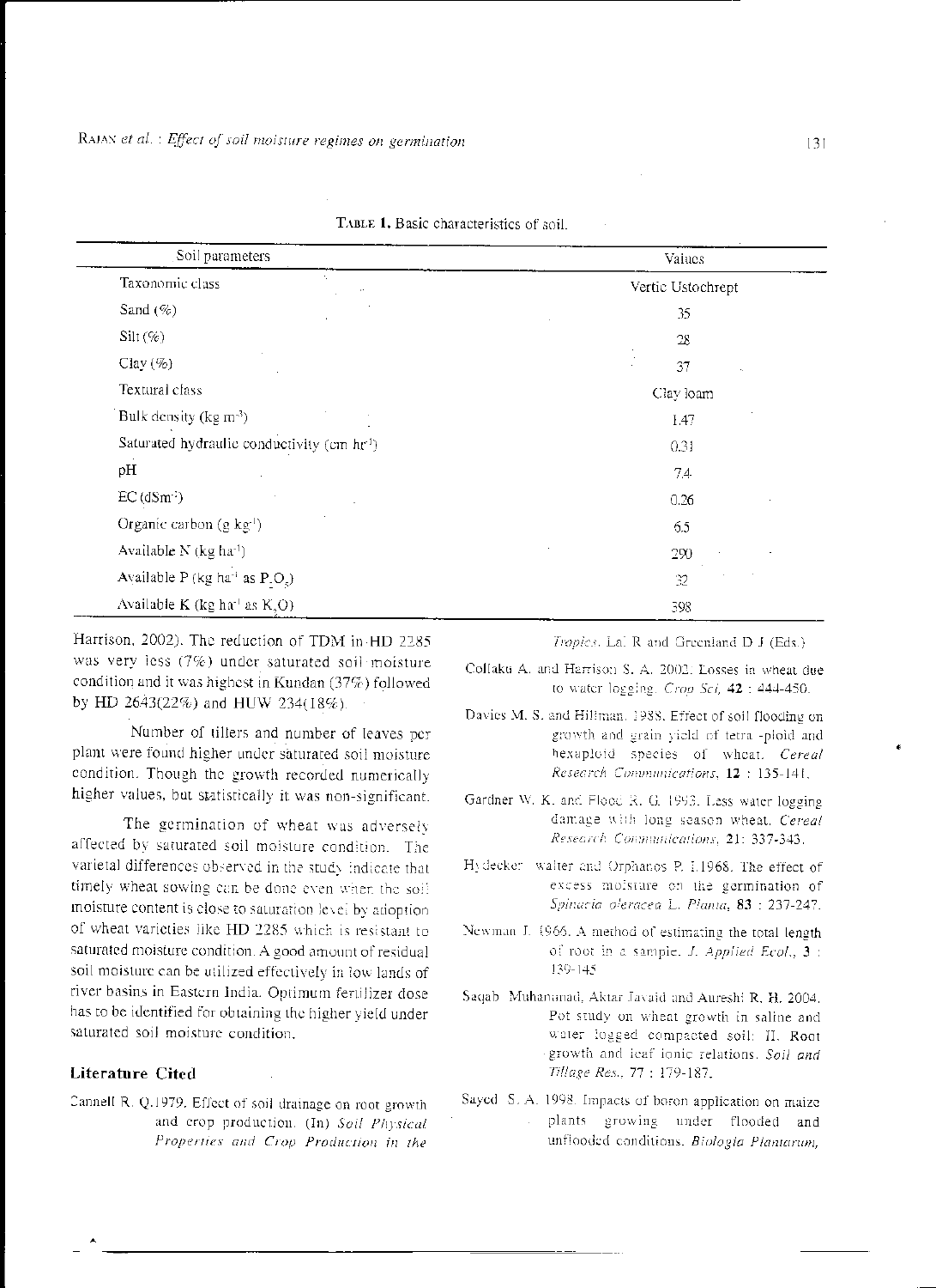TABLE 1. Basic characteristics of soil.

| Soil parameters | Values |
|---|---|
| Taxonomic class | Vertic Ustochrept |
| Sand (%) | 35 |
| Silt (%) | 28 |
| Clay (%) | 37 |
| Textural class | Clay loam |
| Bulk density (kg $m^{-3}$) | 1.47 |
| Saturated hydraulic conductivity (cm $hr^{-1}$) | 0.31 |
| pH | 7.4 |
| EC (d$Sm^{-1}$) | 0.26 |
| Organic carbon (g $kg^{-1}$) | 6.5 |
| Available N (kg $ha^{-1}$) | 290 |
| Available P (kg $ha^{-1}$ as $P_2O_5$) | 32 |
| Available K (kg $ha^{-1}$ as $K_2O$) | 398 |

Harrison, 2002). The reduction of TDM in HD 2285 was very less (7%) under saturated soil moisture condition and it was highest in Kundan (37%) followed by HD 2643(22%) and HUW 234(18%).

Number of tillers and number of leaves per plant were found higher under saturated soil moisture condition. Though the growth recorded numerically higher values, but statistically it was non-significant.

The germination of wheat was adversely affected by saturated soil moisture condition. The varietal differences observed in the study indicate that timely wheat sowing can be done even when the soil moisture content is close to saturation level by adoption of wheat varieties like HD 2285 which is resistant to saturated moisture condition. A good amount of residual soil moisture can be utilized effectively in low lands of river basins in Eastern India. Optimum fertilizer dose has to be identified for obtaining the higher yield under saturated soil moisture condition.

## Literature Cited

Cannell R. Q. 1979. Effect of soil drainage on root growth and crop production. (In) *Soil Physical Properties and Crop Production in the Tropics*. Lal R and Greenland D J (Eds.)

Collaku A. and Harrison S. A. 2002. Losses in wheat due to water logging. *Crop Sci*, **42** : 444-450.

Davies M. S. and Hillman. 1988. Effect of soil flooding on growth and grain yield of tetra -ploid and hexaploid species of wheat. *Cereal Research Communications*, **12** : 135-141.

Gardner W. K. and Flood R. G. 1993. Less water logging damage with long season wheat. *Cereal Research Communications*, 21: 337-343.

Hydecker walter and Orphanos P. I.1968. The effect of excess moisture on the germination of *Spinacia oleracea* L. *Planta*, **83** : 237-247.

Newman I. 1966. A method of estimating the total length of root in a sample. *J. Applied Ecol.*, **3** : 139-145

Saqab Muhammad, Aktar Javaid and Aureshi R. H. 2004. Pot study on wheat growth in saline and water logged compacted soil: II. Root growth and leaf ionic relations. *Soil and Tillage Res.*, 77 : 179-187.

Sayed S. A. 1998. Impacts of boron application on maize plants growing under flooded and unflooded conditions. *Biologia Plantarum*,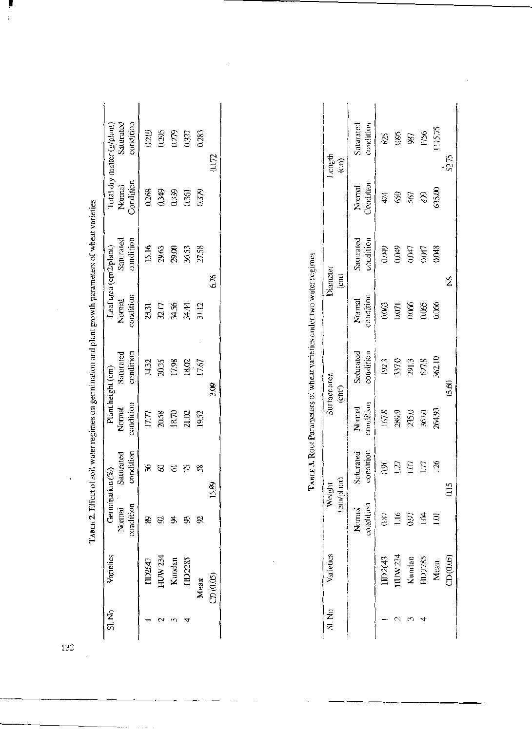TABLE 2. Effect of soil water regimes on germination and plant growth parameters of wheat varieties

| Sl. No | Varieties | Germination (%) | | Plant height (cm) | | Leaf area (cm2/plant) | | Total dry matter (g/plant) | |
|---|---|---|---|---|---|---|---|---|---|
| | | Normal condition | Saturated condition | Normal condition | Saturated condition | Normal condition | Saturated condition | Normal Condition | Saturated condition |
| 1 | HD2643 | 89 | 36 | 17.77 | 14.32 | 23.31 | 15.16 | 0.268 | 0.219 |
| 2 | HUW 234 | 92 | 60 | 20.58 | 20.35 | 32.17 | 29.63 | 0.349 | 0.295 |
| 3 | Kundan | 94 | 61 | 18.70 | 17.98 | 34.56 | 29.00 | 0.339 | 0.279 |
| 4 | HD 2285 | 93 | 75 | 21.02 | 18.02 | 34.44 | 36.53 | 0.361 | 0.337 |
| | Mean | 92 | 58 | 19.52 | 17.67 | 31.12 | 27.58 | 0.379 | 0.283 |
| | CD (0.05) | 15.89 | | 3.09 | | 6.76 | | 0.172 | |

TABLE 3. Root Parameters of wheat varieties under two water regimes

| Sl. No | Varieties | Weight (gm/plant) | | Surface area ($cm^2$) | | Diameter (cm) | | Length (cm) | |
|---|---|---|---|---|---|---|---|---|---|
| | | Normal condition | Saturated condition | Normal condition | Saturated condition | Normal condition | Saturated condition | Normal Condition | Saturated condition |
| 1 | HD 2643 | 0.87 | 0.91 | 167.8 | 192.3 | 0.063 | 0.049 | 424 | 625 |
| 2 | HUW 234 | 1.16 | 1.27 | 289.9 | 337.0 | 0.071 | 0.049 | 659 | 1095 |
| 3 | Kundan | 0.97 | 1.07 | 235.0 | 291.3 | 0.066 | 0.047 | 567 | 987 |
| 4 | HD2285 | 1.04 | 1.77 | 367.0 | 627.8 | 0.065 | 0.047 | 899 | 1756 |
| | Mean | 1.01 | 1.26 | 264.93 | 362.10 | 0.066 | 0.048 | 635.00 | 1115.75 |
| | CD (0.05) | 0.15 | | 65.60 | | NS | | 52.75 | |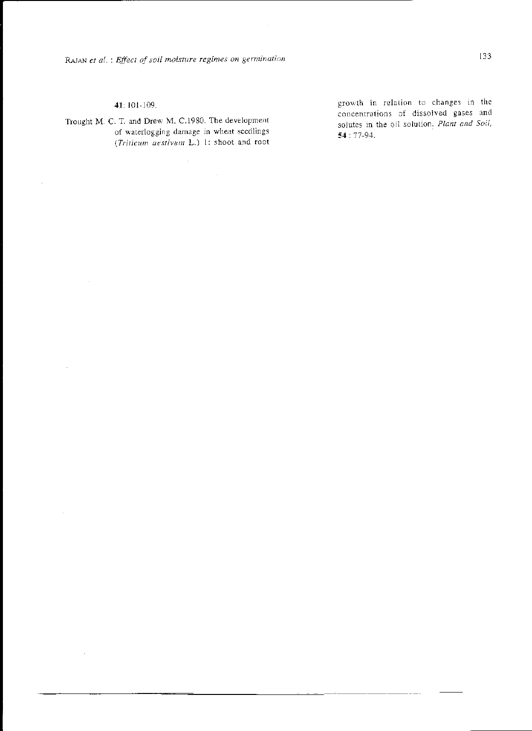**41**: 101-109.

Trought M. C. T. and Drew M. C.1980. The development of waterlogging damage in wheat seedlings (*Triticum aestivum* L.) 1: shoot and root growth in relation to changes in the concentrations of dissolved gases and solutes in the oil solution. *Plant and Soil*, **54** : 77-94.